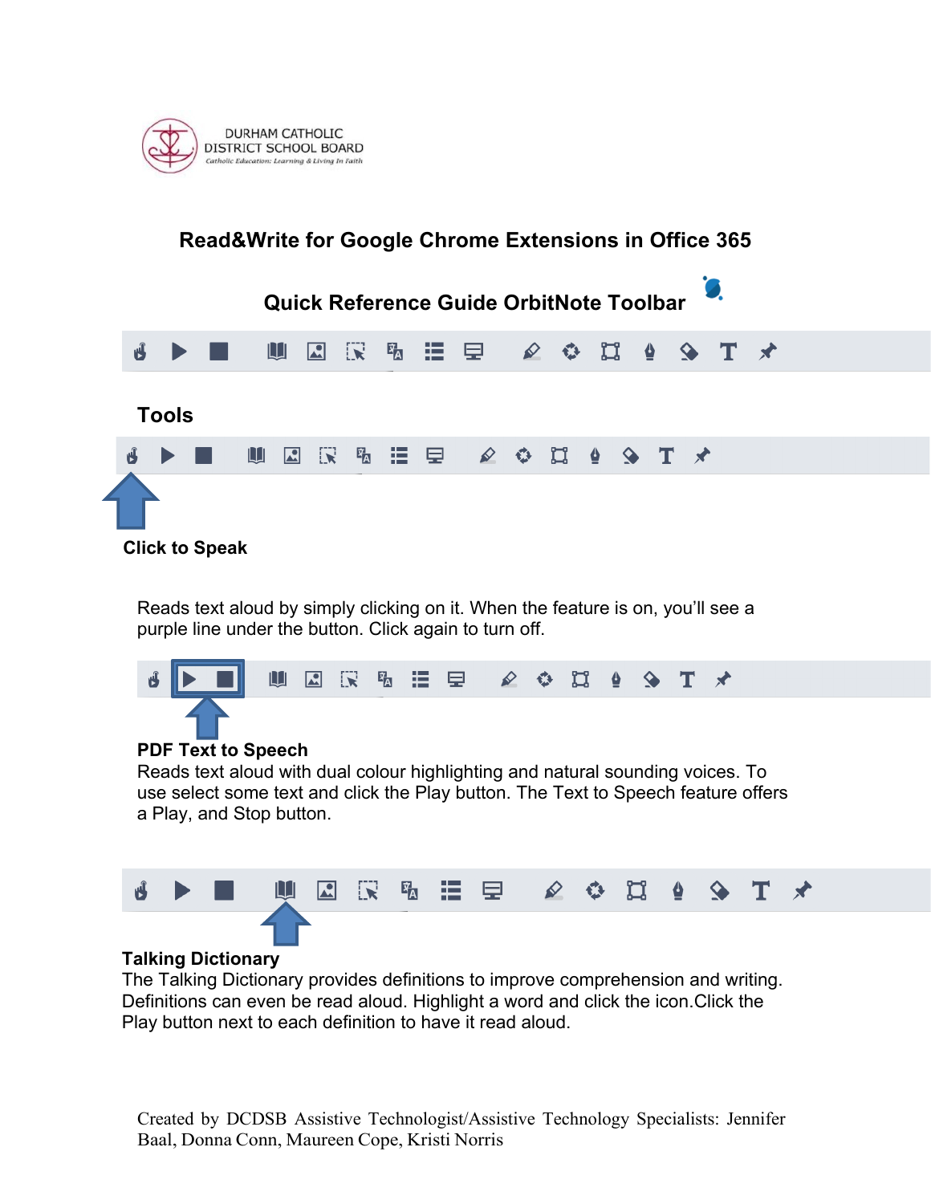DURHAM CATHOLIC DISTRICT SCHOOL BOARD

*Catholic Education: Learning & Living In Faith*

# Read&Write for Google Chrome Extensions in Office 365

## Quick Reference Guide OrbitNote Toolbar

## Tools

### Click to Speak

Reads text aloud by simply clicking on it. When the feature is on, you'll see a purple line under the button. Click again to turn off.

### PDF Text to Speech

Reads text aloud with dual colour highlighting and natural sounding voices. To use select some text and click the Play button. The Text to Speech feature offers a Play, and Stop button.

### Talking Dictionary

The Talking Dictionary provides definitions to improve comprehension and writing. Definitions can even be read aloud. Highlight a word and click the icon.Click the Play button next to each definition to have it read aloud.

Created by DCDSB Assistive Technologist/Assistive Technology Specialists: Jennifer Baal, Donna Conn, Maureen Cope, Kristi Norris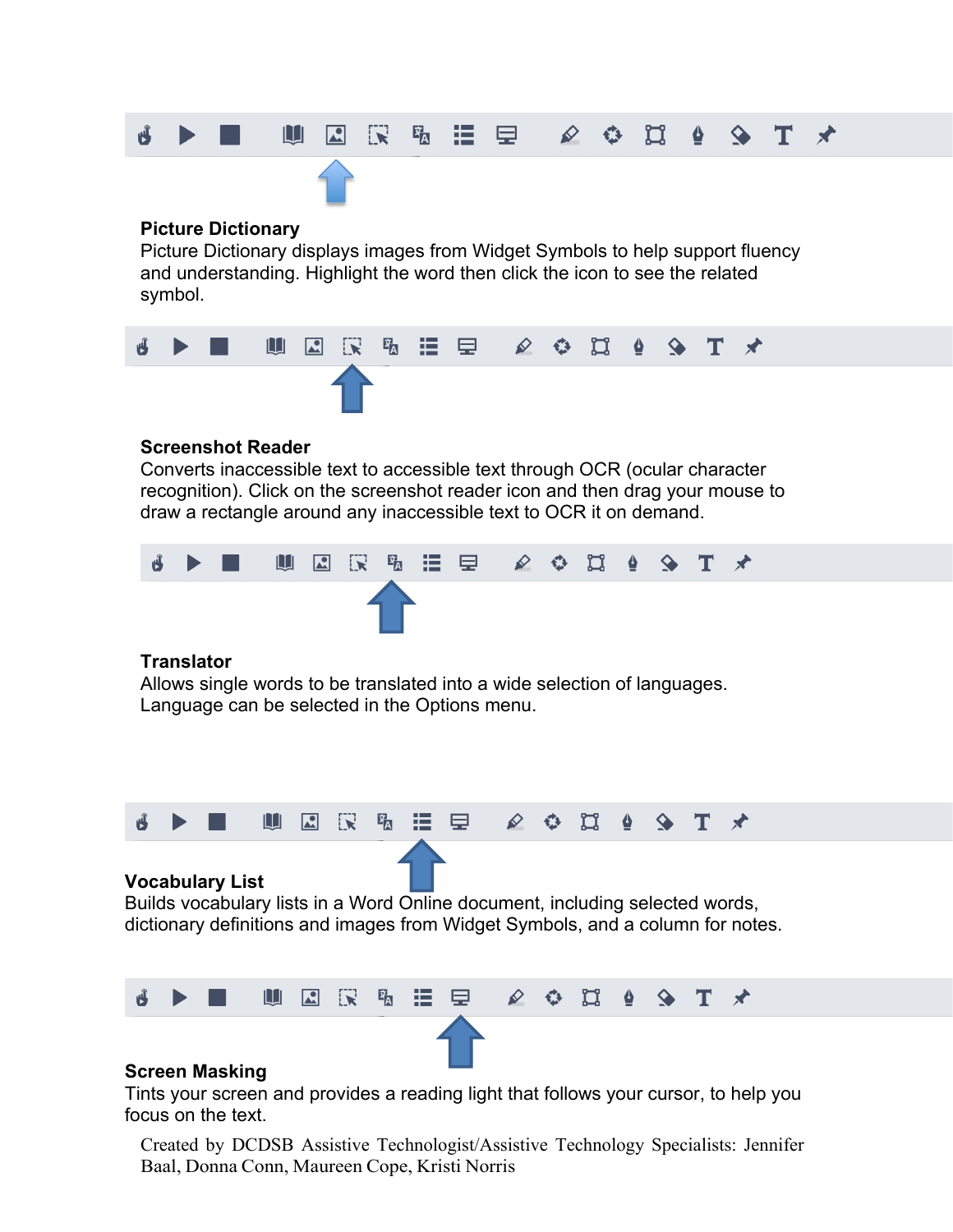**Picture Dictionary**
Picture Dictionary displays images from Widget Symbols to help support fluency and understanding. Highlight the word then click the icon to see the related symbol.

**Screenshot Reader**
Converts inaccessible text to accessible text through OCR (ocular character recognition). Click on the screenshot reader icon and then drag your mouse to draw a rectangle around any inaccessible text to OCR it on demand.

**Translator**
Allows single words to be translated into a wide selection of languages. Language can be selected in the Options menu.

**Vocabulary List**
Builds vocabulary lists in a Word Online document, including selected words, dictionary definitions and images from Widget Symbols, and a column for notes.

**Screen Masking**
Tints your screen and provides a reading light that follows your cursor, to help you focus on the text.

Created by DCDSB Assistive Technologist/Assistive Technology Specialists: Jennifer Baal, Donna Conn, Maureen Cope, Kristi Norris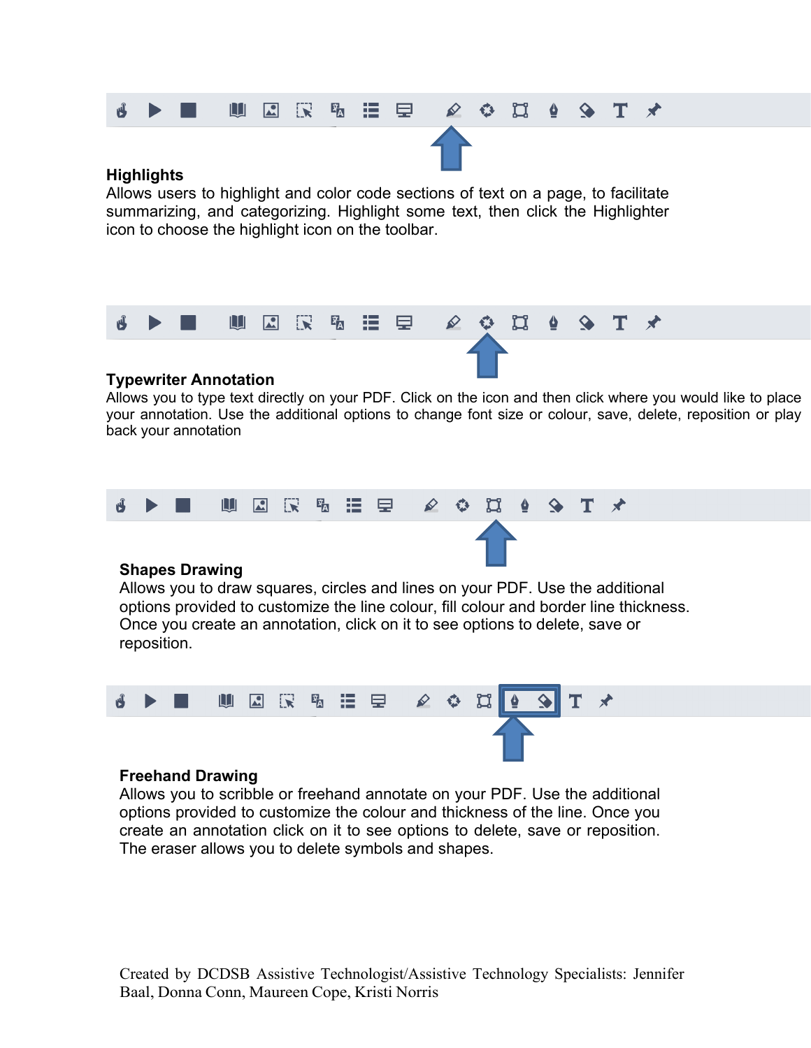**Highlights**

Allows users to highlight and color code sections of text on a page, to facilitate summarizing, and categorizing. Highlight some text, then click the Highlighter icon to choose the highlight icon on the toolbar.

**Typewriter Annotation**

Allows you to type text directly on your PDF. Click on the icon and then click where you would like to place your annotation. Use the additional options to change font size or colour, save, delete, reposition or play back your annotation

**Shapes Drawing**

Allows you to draw squares, circles and lines on your PDF. Use the additional options provided to customize the line colour, fill colour and border line thickness. Once you create an annotation, click on it to see options to delete, save or reposition.

**Freehand Drawing**

Allows you to scribble or freehand annotate on your PDF. Use the additional options provided to customize the colour and thickness of the line. Once you create an annotation click on it to see options to delete, save or reposition. The eraser allows you to delete symbols and shapes.

Created by DCDSB Assistive Technologist/Assistive Technology Specialists: Jennifer Baal, Donna Conn, Maureen Cope, Kristi Norris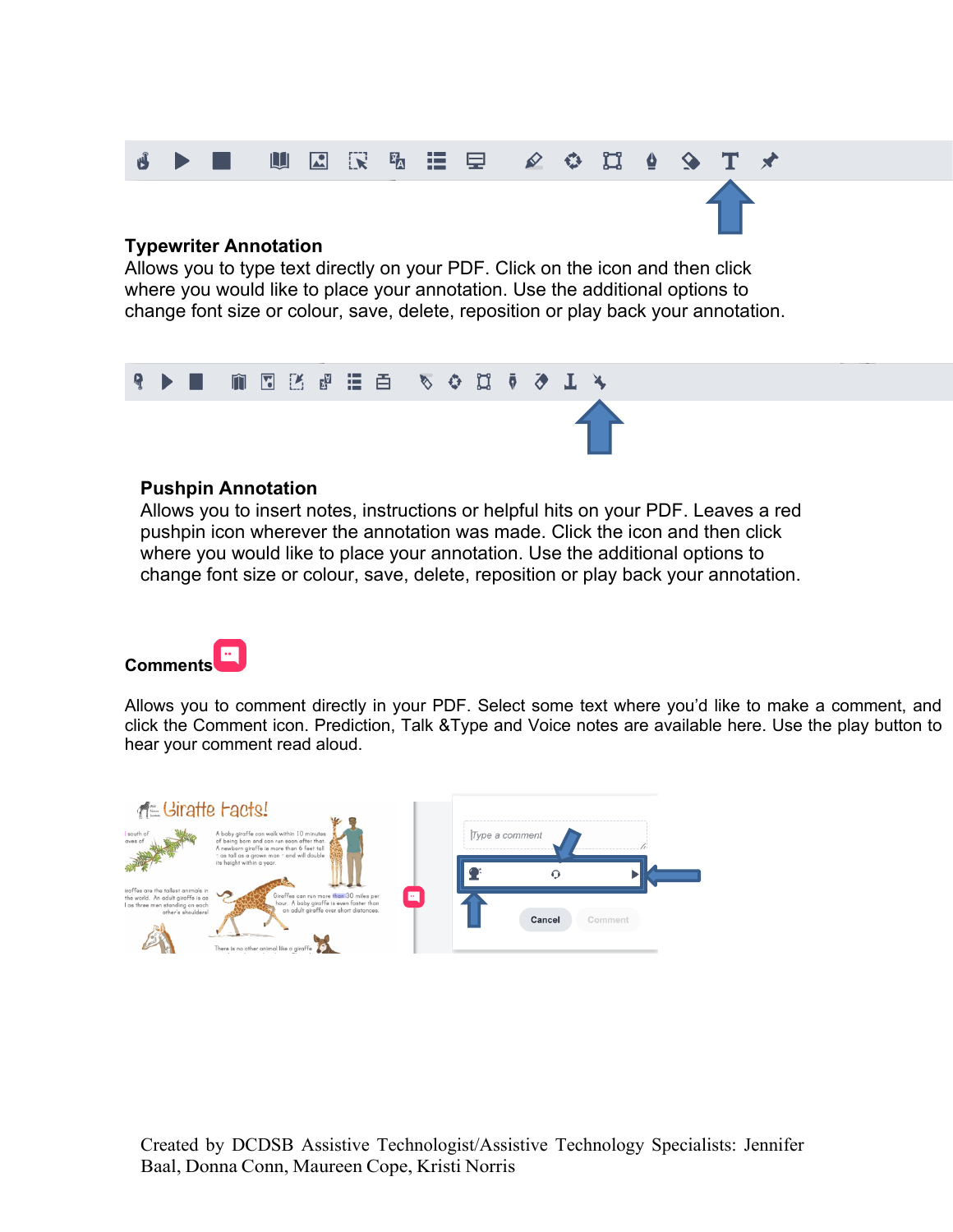**Typewriter Annotation**

Allows you to type text directly on your PDF. Click on the icon and then click where you would like to place your annotation. Use the additional options to change font size or colour, save, delete, reposition or play back your annotation.

**Pushpin Annotation**

Allows you to insert notes, instructions or helpful hits on your PDF. Leaves a red pushpin icon wherever the annotation was made. Click the icon and then click where you would like to place your annotation. Use the additional options to change font size or colour, save, delete, reposition or play back your annotation.

**Comments**

Allows you to comment directly in your PDF. Select some text where you'd like to make a comment, and click the Comment icon. Prediction, Talk &Type and Voice notes are available here. Use the play button to hear your comment read aloud.

Created by DCDSB Assistive Technologist/Assistive Technology Specialists: Jennifer Baal, Donna Conn, Maureen Cope, Kristi Norris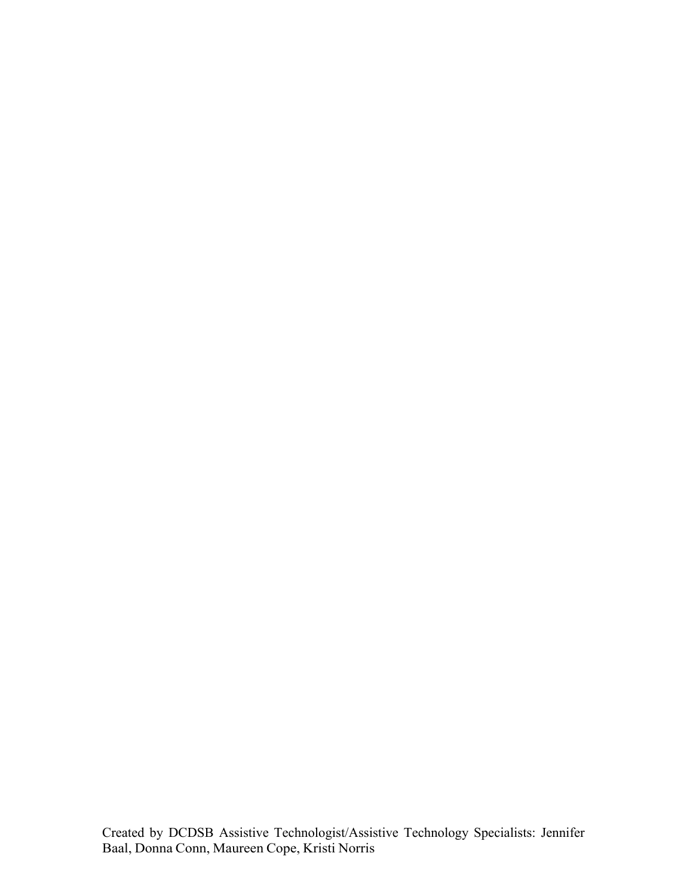Created by DCDSB Assistive Technologist/Assistive Technology Specialists: Jennifer Baal, Donna Conn, Maureen Cope, Kristi Norris